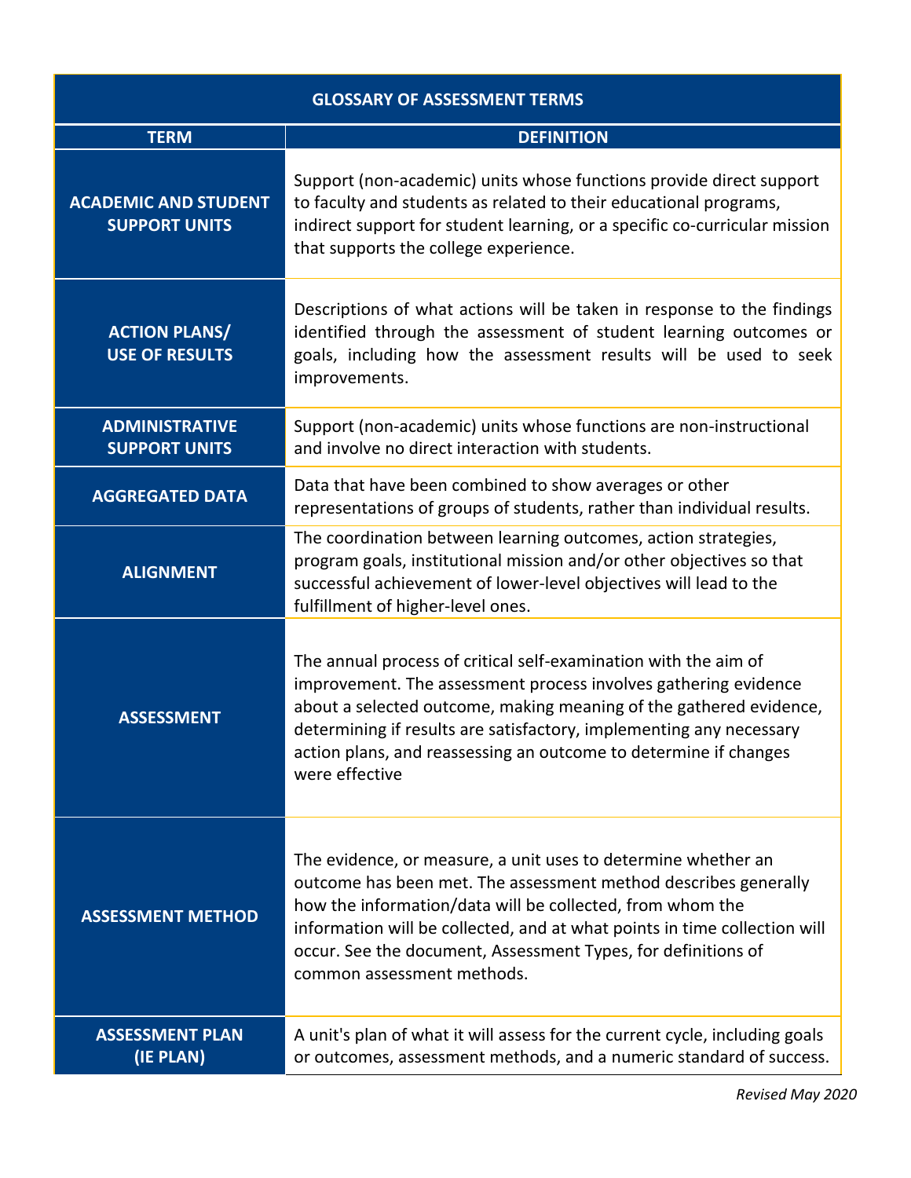| GLOSSARY OF ASSESSMENT TERMS | |
|---|---|
| **TERM** | **DEFINITION** |
| **ACADEMIC AND STUDENT SUPPORT UNITS** | Support (non-academic) units whose functions provide direct support to faculty and students as related to their educational programs, indirect support for student learning, or a specific co-curricular mission that supports the college experience. |
| **ACTION PLANS/ USE OF RESULTS** | Descriptions of what actions will be taken in response to the findings identified through the assessment of student learning outcomes or goals, including how the assessment results will be used to seek improvements. |
| **ADMINISTRATIVE SUPPORT UNITS** | Support (non-academic) units whose functions are non-instructional and involve no direct interaction with students. |
| **AGGREGATED DATA** | Data that have been combined to show averages or other representations of groups of students, rather than individual results. |
| **ALIGNMENT** | The coordination between learning outcomes, action strategies, program goals, institutional mission and/or other objectives so that successful achievement of lower-level objectives will lead to the fulfillment of higher-level ones. |
| **ASSESSMENT** | The annual process of critical self-examination with the aim of improvement. The assessment process involves gathering evidence about a selected outcome, making meaning of the gathered evidence, determining if results are satisfactory, implementing any necessary action plans, and reassessing an outcome to determine if changes were effective |
| **ASSESSMENT METHOD** | The evidence, or measure, a unit uses to determine whether an outcome has been met. The assessment method describes generally how the information/data will be collected, from whom the information will be collected, and at what points in time collection will occur. See the document, Assessment Types, for definitions of common assessment methods. |
| **ASSESSMENT PLAN (IE PLAN)** | A unit's plan of what it will assess for the current cycle, including goals or outcomes, assessment methods, and a numeric standard of success. |

*Revised May 2020*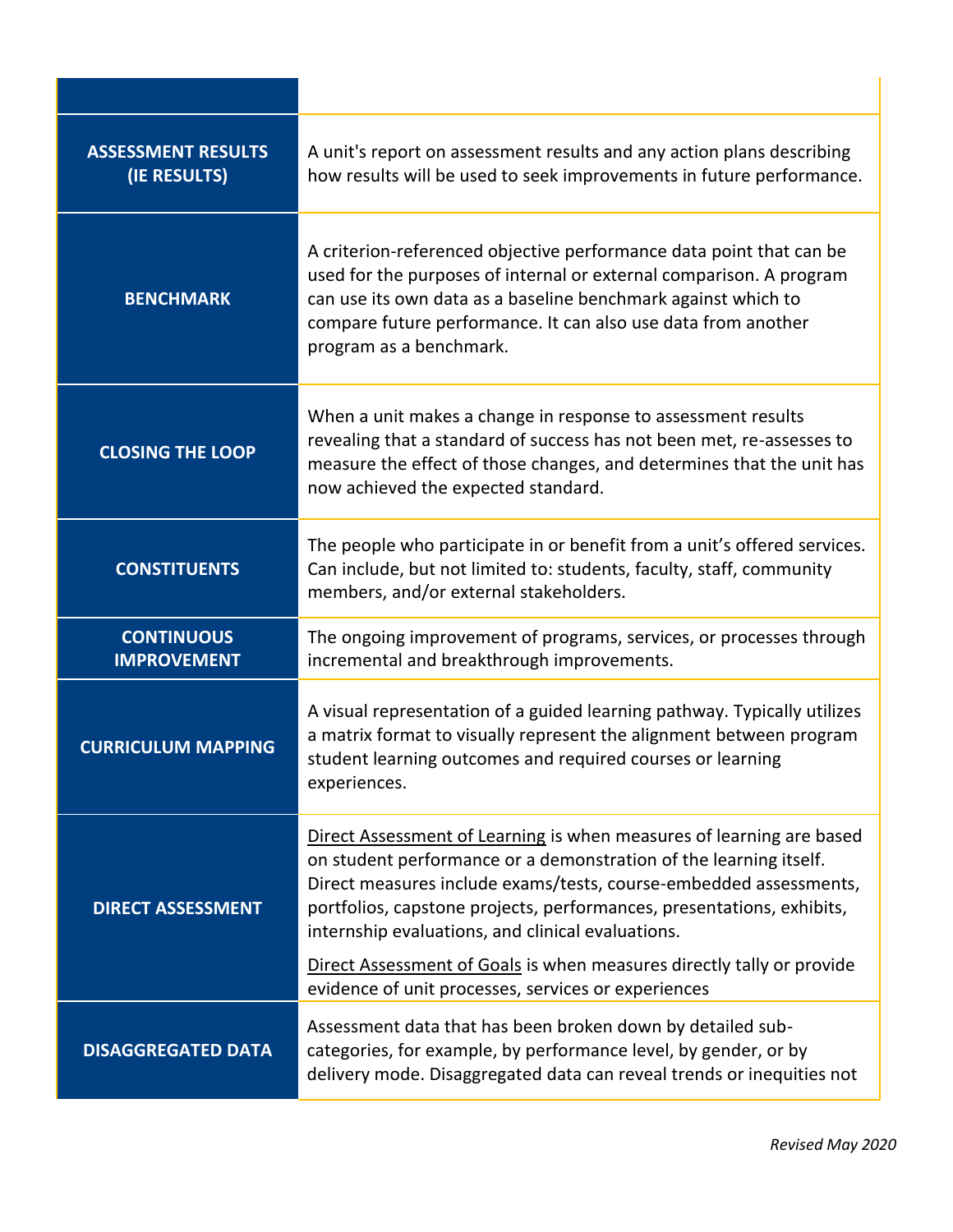| | |
|---|---|
| **ASSESSMENT RESULTS (IE RESULTS)** | A unit's report on assessment results and any action plans describing how results will be used to seek improvements in future performance. |
| **BENCHMARK** | A criterion-referenced objective performance data point that can be used for the purposes of internal or external comparison. A program can use its own data as a baseline benchmark against which to compare future performance. It can also use data from another program as a benchmark. |
| **CLOSING THE LOOP** | When a unit makes a change in response to assessment results revealing that a standard of success has not been met, re-assesses to measure the effect of those changes, and determines that the unit has now achieved the expected standard. |
| **CONSTITUENTS** | The people who participate in or benefit from a unit's offered services. Can include, but not limited to: students, faculty, staff, community members, and/or external stakeholders. |
| **CONTINUOUS IMPROVEMENT** | The ongoing improvement of programs, services, or processes through incremental and breakthrough improvements. |
| **CURRICULUM MAPPING** | A visual representation of a guided learning pathway. Typically utilizes a matrix format to visually represent the alignment between program student learning outcomes and required courses or learning experiences. |
| **DIRECT ASSESSMENT** | <u>Direct Assessment of Learning</u> is when measures of learning are based on student performance or a demonstration of the learning itself. Direct measures include exams/tests, course-embedded assessments, portfolios, capstone projects, performances, presentations, exhibits, internship evaluations, and clinical evaluations.<br><br><u>Direct Assessment of Goals</u> is when measures directly tally or provide evidence of unit processes, services or experiences |
| **DISAGGREGATED DATA** | Assessment data that has been broken down by detailed sub-categories, for example, by performance level, by gender, or by delivery mode. Disaggregated data can reveal trends or inequities not |

*Revised May 2020*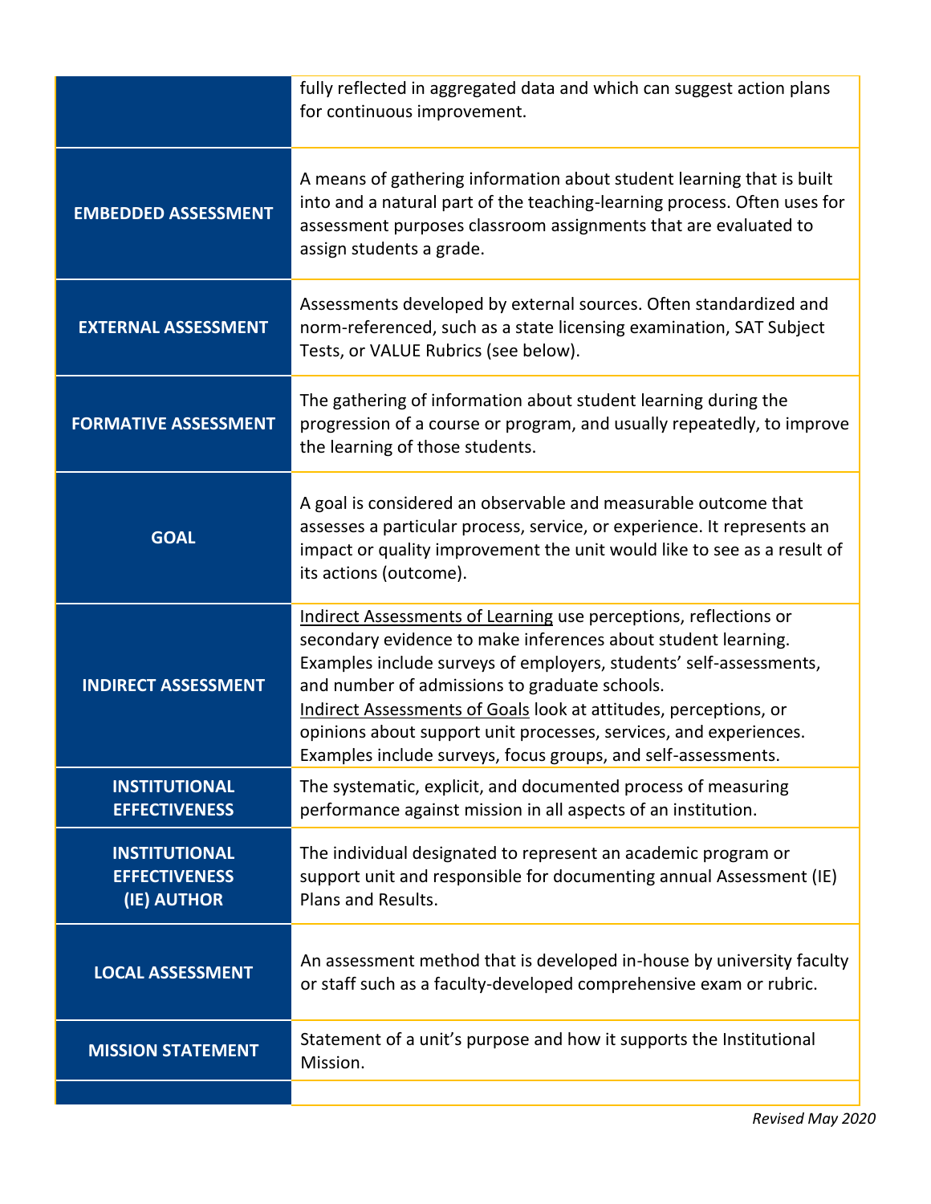| | |
|---|---|
| | fully reflected in aggregated data and which can suggest action plans for continuous improvement. |
| **EMBEDDED ASSESSMENT** | A means of gathering information about student learning that is built into and a natural part of the teaching-learning process. Often uses for assessment purposes classroom assignments that are evaluated to assign students a grade. |
| **EXTERNAL ASSESSMENT** | Assessments developed by external sources. Often standardized and norm-referenced, such as a state licensing examination, SAT Subject Tests, or VALUE Rubrics (see below). |
| **FORMATIVE ASSESSMENT** | The gathering of information about student learning during the progression of a course or program, and usually repeatedly, to improve the learning of those students. |
| **GOAL** | A goal is considered an observable and measurable outcome that assesses a particular process, service, or experience. It represents an impact or quality improvement the unit would like to see as a result of its actions (outcome). |
| **INDIRECT ASSESSMENT** | Indirect Assessments of Learning use perceptions, reflections or secondary evidence to make inferences about student learning. Examples include surveys of employers, students' self-assessments, and number of admissions to graduate schools. Indirect Assessments of Goals look at attitudes, perceptions, or opinions about support unit processes, services, and experiences. Examples include surveys, focus groups, and self-assessments. |
| **INSTITUTIONAL EFFECTIVENESS** | The systematic, explicit, and documented process of measuring performance against mission in all aspects of an institution. |
| **INSTITUTIONAL EFFECTIVENESS (IE) AUTHOR** | The individual designated to represent an academic program or support unit and responsible for documenting annual Assessment (IE) Plans and Results. |
| **LOCAL ASSESSMENT** | An assessment method that is developed in-house by university faculty or staff such as a faculty-developed comprehensive exam or rubric. |
| **MISSION STATEMENT** | Statement of a unit's purpose and how it supports the Institutional Mission. |
| | |

*Revised May 2020*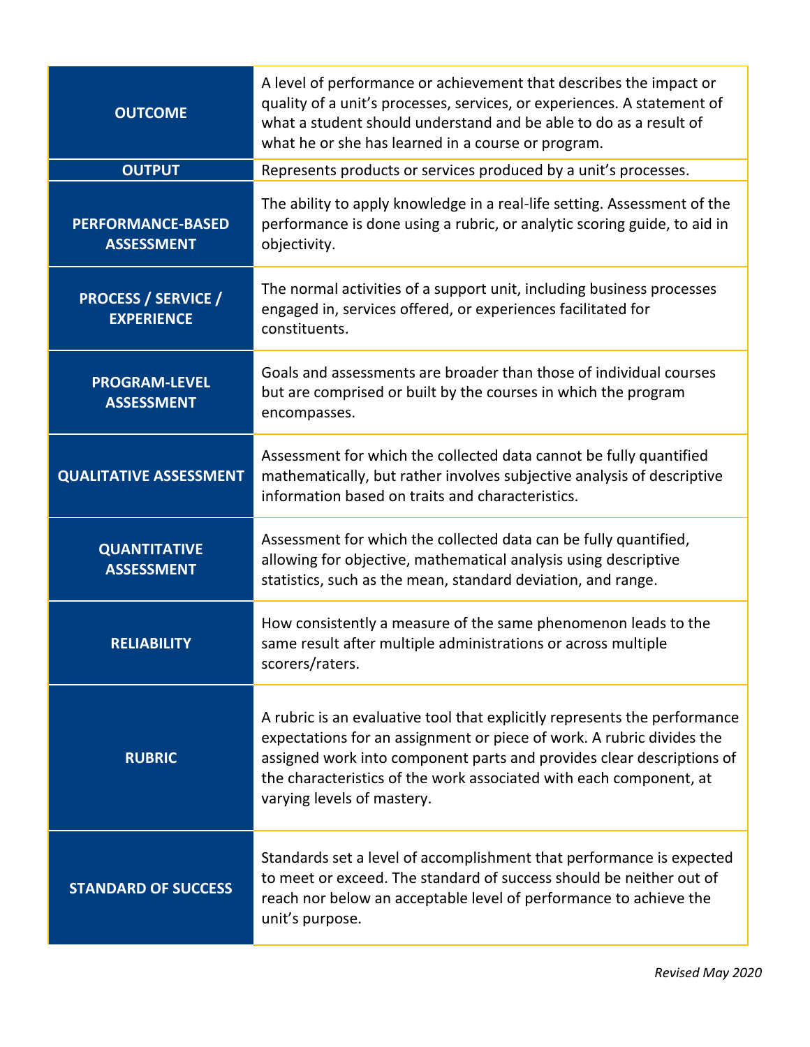| | |
|---|---|
| **OUTCOME** | A level of performance or achievement that describes the impact or quality of a unit's processes, services, or experiences. A statement of what a student should understand and be able to do as a result of what he or she has learned in a course or program. |
| **OUTPUT** | Represents products or services produced by a unit's processes. |
| **PERFORMANCE-BASED ASSESSMENT** | The ability to apply knowledge in a real-life setting. Assessment of the performance is done using a rubric, or analytic scoring guide, to aid in objectivity. |
| **PROCESS / SERVICE / EXPERIENCE** | The normal activities of a support unit, including business processes engaged in, services offered, or experiences facilitated for constituents. |
| **PROGRAM-LEVEL ASSESSMENT** | Goals and assessments are broader than those of individual courses but are comprised or built by the courses in which the program encompasses. |
| **QUALITATIVE ASSESSMENT** | Assessment for which the collected data cannot be fully quantified mathematically, but rather involves subjective analysis of descriptive information based on traits and characteristics. |
| **QUANTITATIVE ASSESSMENT** | Assessment for which the collected data can be fully quantified, allowing for objective, mathematical analysis using descriptive statistics, such as the mean, standard deviation, and range. |
| **RELIABILITY** | How consistently a measure of the same phenomenon leads to the same result after multiple administrations or across multiple scorers/raters. |
| **RUBRIC** | A rubric is an evaluative tool that explicitly represents the performance expectations for an assignment or piece of work. A rubric divides the assigned work into component parts and provides clear descriptions of the characteristics of the work associated with each component, at varying levels of mastery. |
| **STANDARD OF SUCCESS** | Standards set a level of accomplishment that performance is expected to meet or exceed. The standard of success should be neither out of reach nor below an acceptable level of performance to achieve the unit's purpose. |

*Revised May 2020*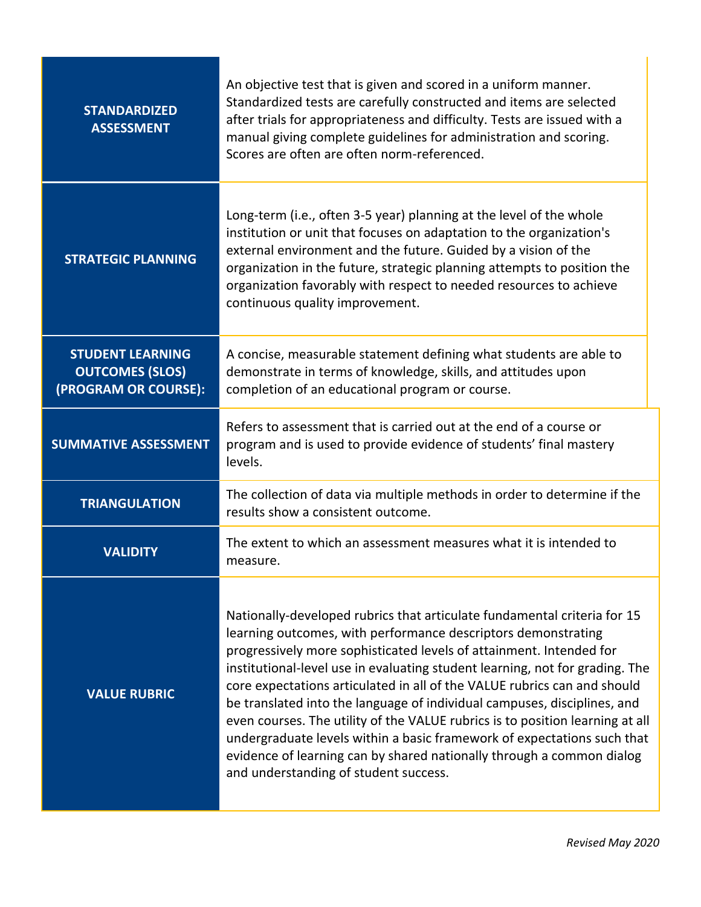| Term | Definition |
| --- | --- |
| **STANDARDIZED ASSESSMENT** | An objective test that is given and scored in a uniform manner. Standardized tests are carefully constructed and items are selected after trials for appropriateness and difficulty. Tests are issued with a manual giving complete guidelines for administration and scoring. Scores are often are often norm-referenced. |
| **STRATEGIC PLANNING** | Long-term (i.e., often 3-5 year) planning at the level of the whole institution or unit that focuses on adaptation to the organization's external environment and the future. Guided by a vision of the organization in the future, strategic planning attempts to position the organization favorably with respect to needed resources to achieve continuous quality improvement. |
| **STUDENT LEARNING OUTCOMES (SLOS) (PROGRAM OR COURSE):** | A concise, measurable statement defining what students are able to demonstrate in terms of knowledge, skills, and attitudes upon completion of an educational program or course. |
| **SUMMATIVE ASSESSMENT** | Refers to assessment that is carried out at the end of a course or program and is used to provide evidence of students' final mastery levels. |
| **TRIANGULATION** | The collection of data via multiple methods in order to determine if the results show a consistent outcome. |
| **VALIDITY** | The extent to which an assessment measures what it is intended to measure. |
| **VALUE RUBRIC** | Nationally-developed rubrics that articulate fundamental criteria for 15 learning outcomes, with performance descriptors demonstrating progressively more sophisticated levels of attainment. Intended for institutional-level use in evaluating student learning, not for grading. The core expectations articulated in all of the VALUE rubrics can and should be translated into the language of individual campuses, disciplines, and even courses. The utility of the VALUE rubrics is to position learning at all undergraduate levels within a basic framework of expectations such that evidence of learning can by shared nationally through a common dialog and understanding of student success. |

*Revised May 2020*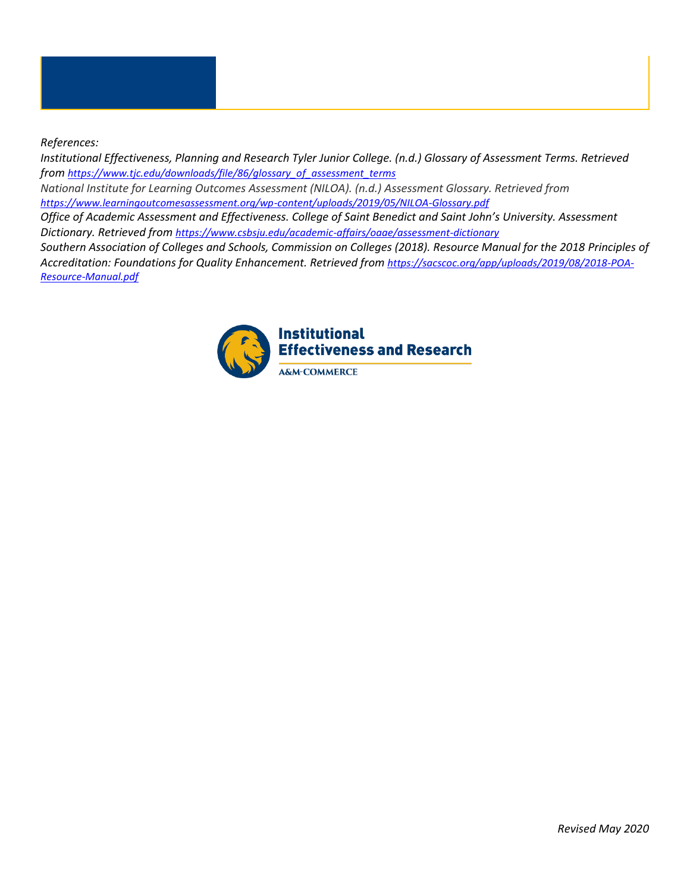*References:*

*Institutional Effectiveness, Planning and Research Tyler Junior College. (n.d.) Glossary of Assessment Terms. Retrieved from [https://www.tjc.edu/downloads/file/86/glossary_of_assessment_terms](https://www.tjc.edu/downloads/file/86/glossary_of_assessment_terms)*

*National Institute for Learning Outcomes Assessment (NILOA). (n.d.) Assessment Glossary. Retrieved from [https://www.learningoutcomesassessment.org/wp-content/uploads/2019/05/NILOA-Glossary.pdf](https://www.learningoutcomesassessment.org/wp-content/uploads/2019/05/NILOA-Glossary.pdf)*

*Office of Academic Assessment and Effectiveness. College of Saint Benedict and Saint John's University. Assessment Dictionary. Retrieved from [https://www.csbsju.edu/academic-affairs/oaae/assessment-dictionary](https://www.csbsju.edu/academic-affairs/oaae/assessment-dictionary)*

*Southern Association of Colleges and Schools, Commission on Colleges (2018). Resource Manual for the 2018 Principles of Accreditation: Foundations for Quality Enhancement. Retrieved from [https://sacscoc.org/app/uploads/2019/08/2018-POA-Resource-Manual.pdf](https://sacscoc.org/app/uploads/2019/08/2018-POA-Resource-Manual.pdf)*

Institutional Effectiveness and Research

A&M-COMMERCE

*Revised May 2020*